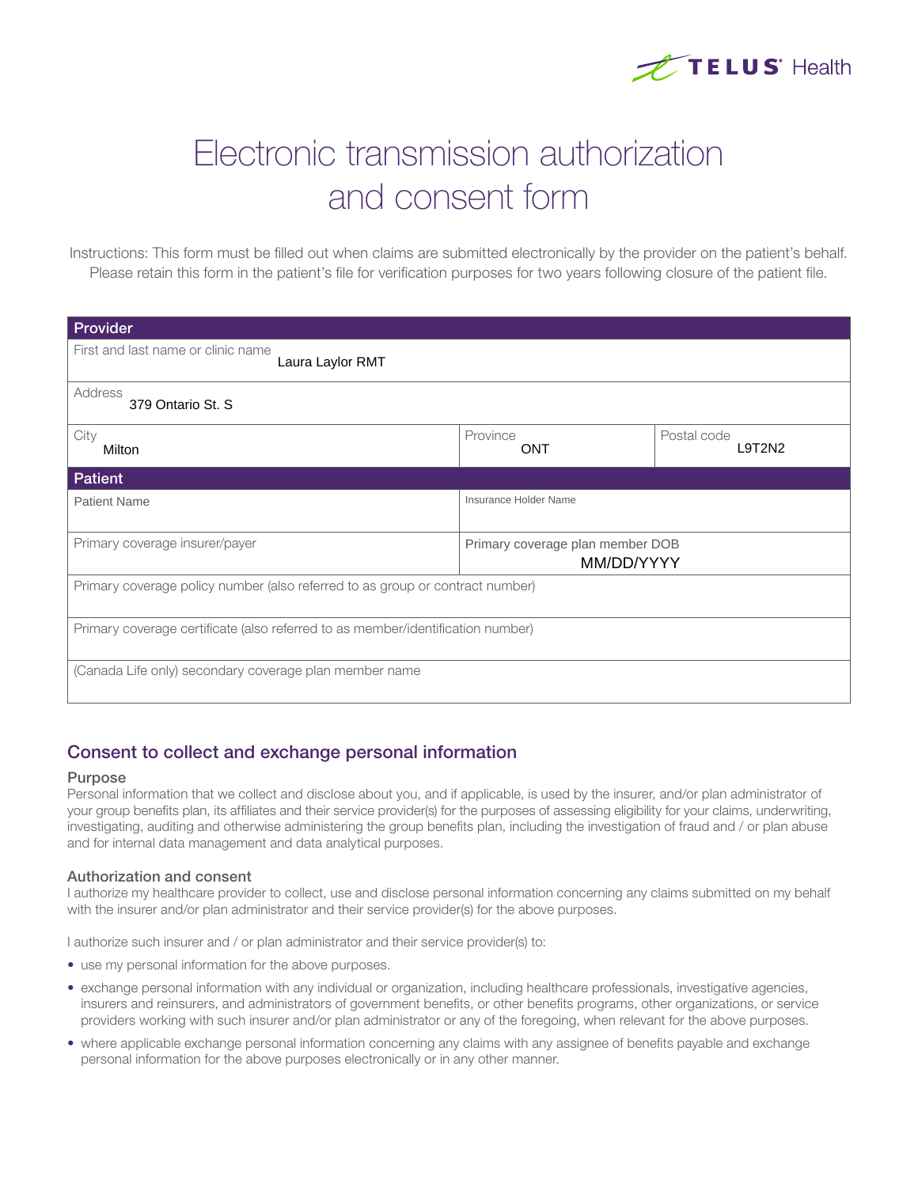# Electronic transmission authorization and consent form

Instructions: This form must be filled out when claims are submitted electronically by the provider on the patient's behalf. Please retain this form in the patient's file for verification purposes for two years following closure of the patient file.

| **Provider** | | |
|---|---|---|
| First and last name or clinic name: Laura Laylor RMT | | |
| Address: 379 Ontario St. S | | |
| City: Milton | Province: ONT | Postal code: L9T2N2 |
| **Patient** | | |
| Patient Name | Insurance Holder Name | |
| Primary coverage insurer/payer | Primary coverage plan member DOB: MM/DD/YYYY | |
| Primary coverage policy number (also referred to as group or contract number) | | |
| Primary coverage certificate (also referred to as member/identification number) | | |
| (Canada Life only) secondary coverage plan member name | | |

## Consent to collect and exchange personal information

### Purpose

Personal information that we collect and disclose about you, and if applicable, is used by the insurer, and/or plan administrator of your group benefits plan, its affiliates and their service provider(s) for the purposes of assessing eligibility for your claims, underwriting, investigating, auditing and otherwise administering the group benefits plan, including the investigation of fraud and / or plan abuse and for internal data management and data analytical purposes.

### Authorization and consent

I authorize my healthcare provider to collect, use and disclose personal information concerning any claims submitted on my behalf with the insurer and/or plan administrator and their service provider(s) for the above purposes.

I authorize such insurer and / or plan administrator and their service provider(s) to:

- use my personal information for the above purposes.
- exchange personal information with any individual or organization, including healthcare professionals, investigative agencies, insurers and reinsurers, and administrators of government benefits, or other benefits programs, other organizations, or service providers working with such insurer and/or plan administrator or any of the foregoing, when relevant for the above purposes.
- where applicable exchange personal information concerning any claims with any assignee of benefits payable and exchange personal information for the above purposes electronically or in any other manner.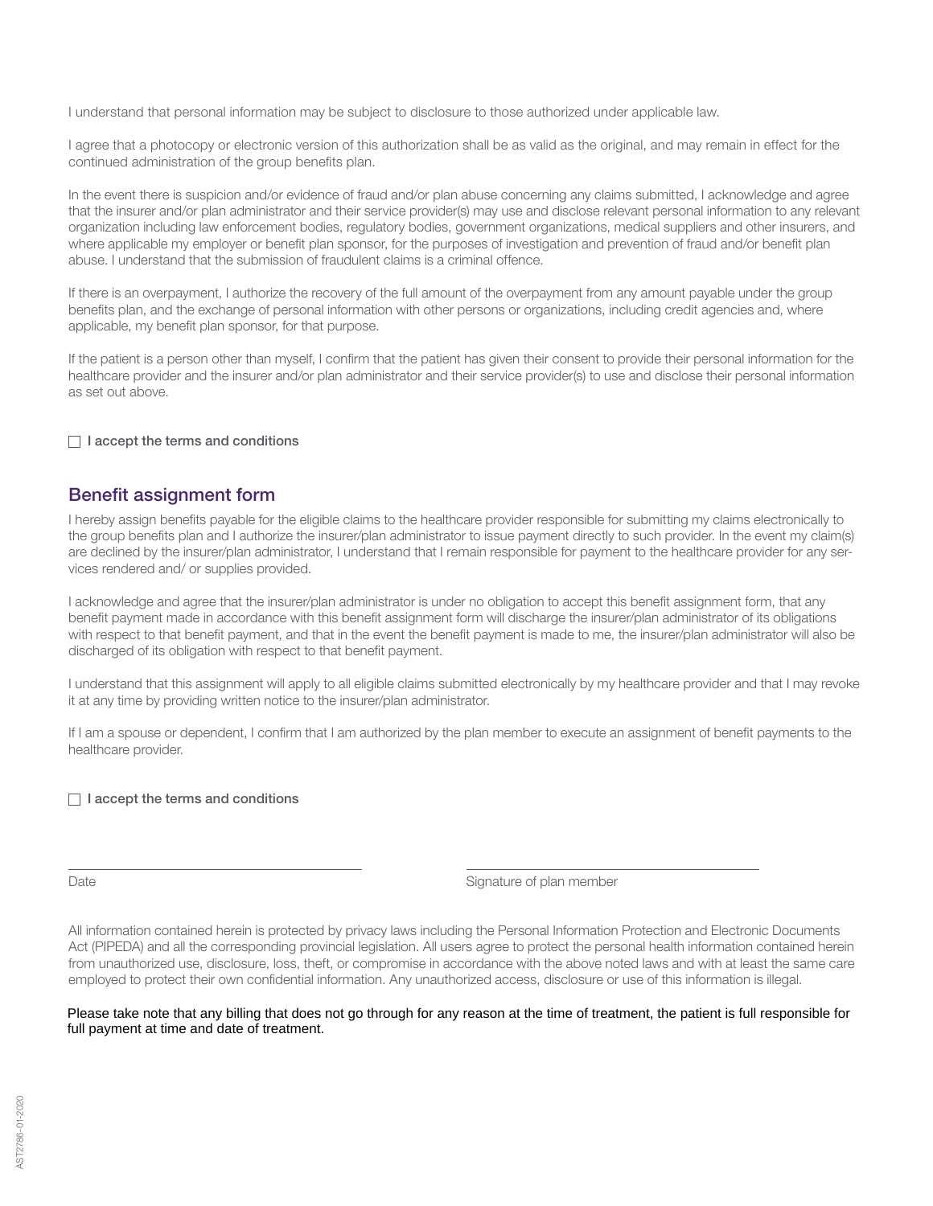I understand that personal information may be subject to disclosure to those authorized under applicable law.

I agree that a photocopy or electronic version of this authorization shall be as valid as the original, and may remain in effect for the continued administration of the group benefits plan.

In the event there is suspicion and/or evidence of fraud and/or plan abuse concerning any claims submitted, I acknowledge and agree that the insurer and/or plan administrator and their service provider(s) may use and disclose relevant personal information to any relevant organization including law enforcement bodies, regulatory bodies, government organizations, medical suppliers and other insurers, and where applicable my employer or benefit plan sponsor, for the purposes of investigation and prevention of fraud and/or benefit plan abuse. I understand that the submission of fraudulent claims is a criminal offence.

If there is an overpayment, I authorize the recovery of the full amount of the overpayment from any amount payable under the group benefits plan, and the exchange of personal information with other persons or organizations, including credit agencies and, where applicable, my benefit plan sponsor, for that purpose.

If the patient is a person other than myself, I confirm that the patient has given their consent to provide their personal information for the healthcare provider and the insurer and/or plan administrator and their service provider(s) to use and disclose their personal information as set out above.

☐ I accept the terms and conditions

## Benefit assignment form

I hereby assign benefits payable for the eligible claims to the healthcare provider responsible for submitting my claims electronically to the group benefits plan and I authorize the insurer/plan administrator to issue payment directly to such provider. In the event my claim(s) are declined by the insurer/plan administrator, I understand that I remain responsible for payment to the healthcare provider for any services rendered and/ or supplies provided.

I acknowledge and agree that the insurer/plan administrator is under no obligation to accept this benefit assignment form, that any benefit payment made in accordance with this benefit assignment form will discharge the insurer/plan administrator of its obligations with respect to that benefit payment, and that in the event the benefit payment is made to me, the insurer/plan administrator will also be discharged of its obligation with respect to that benefit payment.

I understand that this assignment will apply to all eligible claims submitted electronically by my healthcare provider and that I may revoke it at any time by providing written notice to the insurer/plan administrator.

If I am a spouse or dependent, I confirm that I am authorized by the plan member to execute an assignment of benefit payments to the healthcare provider.

☐ I accept the terms and conditions

Date ______________________________

Signature of plan member ______________________________

All information contained herein is protected by privacy laws including the Personal Information Protection and Electronic Documents Act (PIPEDA) and all the corresponding provincial legislation. All users agree to protect the personal health information contained herein from unauthorized use, disclosure, loss, theft, or compromise in accordance with the above noted laws and with at least the same care employed to protect their own confidential information. Any unauthorized access, disclosure or use of this information is illegal.

Please take note that any billing that does not go through for any reason at the time of treatment, the patient is full responsible for full payment at time and date of treatment.

AST2786-01-2020